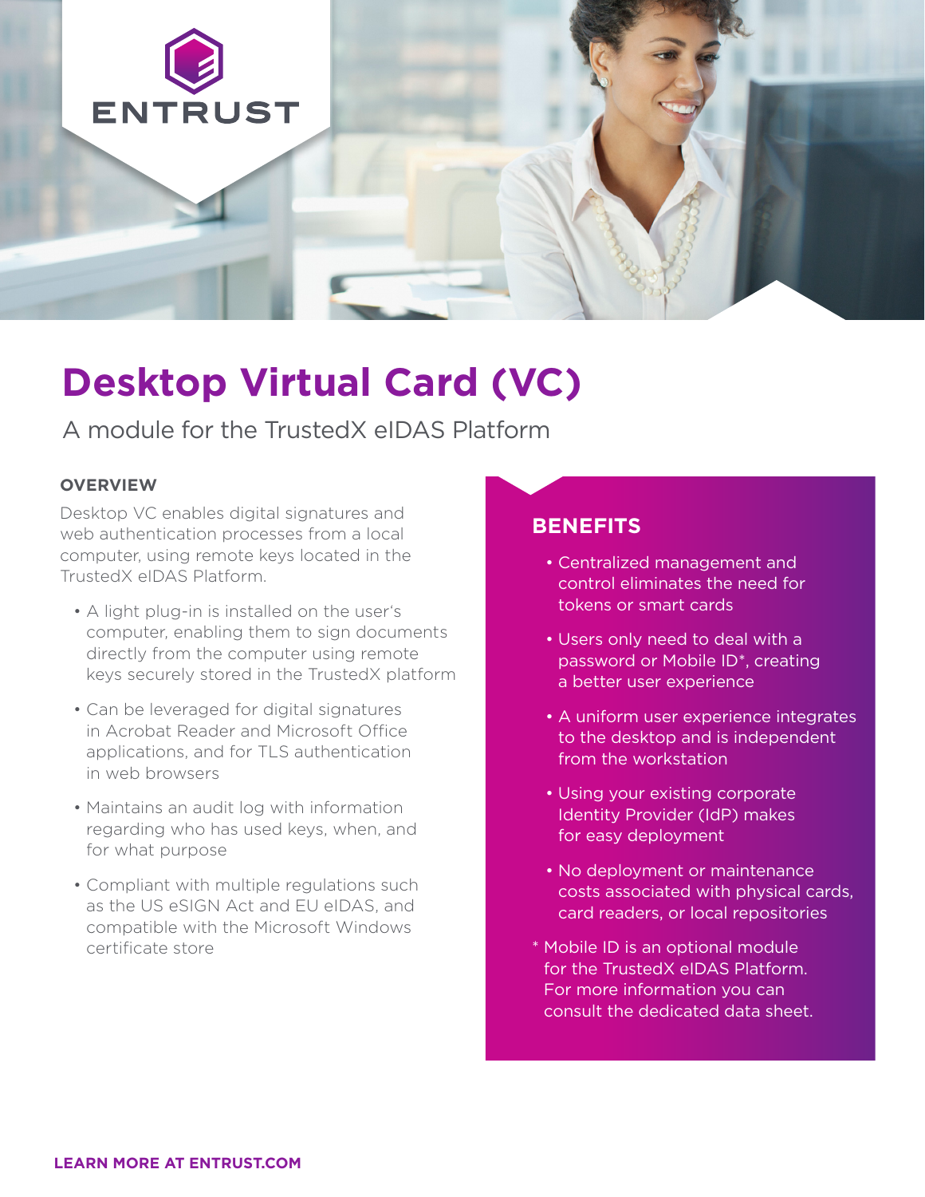ENTRUST

# Desktop Virtual Card (VC)

A module for the TrustedX eIDAS Platform

## OVERVIEW

Desktop VC enables digital signatures and web authentication processes from a local computer, using remote keys located in the TrustedX eIDAS Platform.

- A light plug-in is installed on the user's computer, enabling them to sign documents directly from the computer using remote keys securely stored in the TrustedX platform
- Can be leveraged for digital signatures in Acrobat Reader and Microsoft Office applications, and for TLS authentication in web browsers
- Maintains an audit log with information regarding who has used keys, when, and for what purpose
- Compliant with multiple regulations such as the US eSIGN Act and EU eIDAS, and compatible with the Microsoft Windows certificate store

## BENEFITS

- Centralized management and control eliminates the need for tokens or smart cards
- Users only need to deal with a password or Mobile ID*, creating a better user experience
- A uniform user experience integrates to the desktop and is independent from the workstation
- Using your existing corporate Identity Provider (IdP) makes for easy deployment
- No deployment or maintenance costs associated with physical cards, card readers, or local repositories

* Mobile ID is an optional module for the TrustedX eIDAS Platform. For more information you can consult the dedicated data sheet.

**LEARN MORE AT ENTRUST.COM**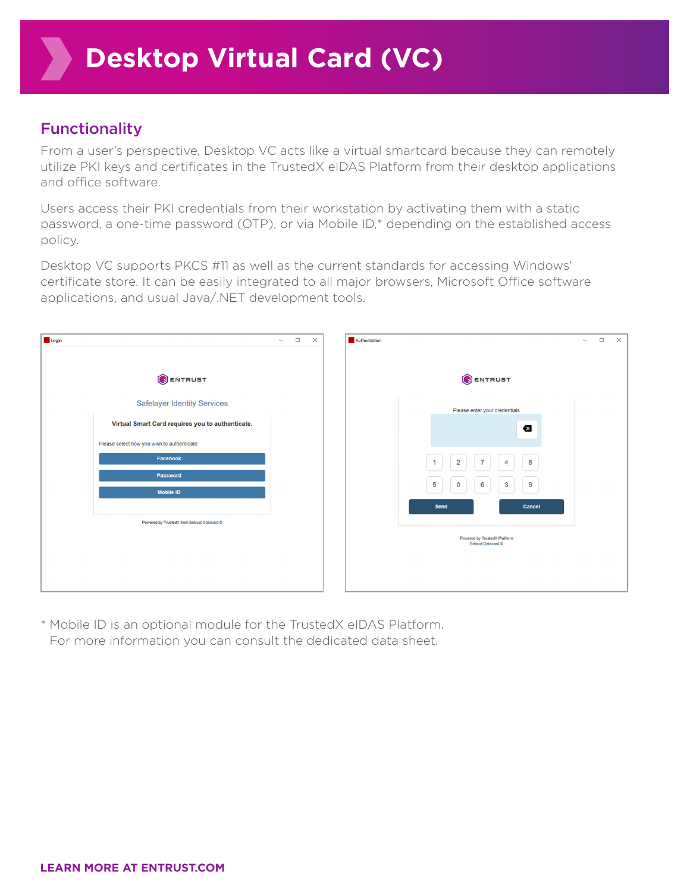# Desktop Virtual Card (VC)

## Functionality

From a user's perspective, Desktop VC acts like a virtual smartcard because they can remotely utilize PKI keys and certificates in the TrustedX eIDAS Platform from their desktop applications and office software.

Users access their PKI credentials from their workstation by activating them with a static password, a one-time password (OTP), or via Mobile ID,* depending on the established access policy.

Desktop VC supports PKCS #11 as well as the current standards for accessing Windows' certificate store. It can be easily integrated to all major browsers, Microsoft Office software applications, and usual Java/.NET development tools.

\* Mobile ID is an optional module for the TrustedX eIDAS Platform. For more information you can consult the dedicated data sheet.

**LEARN MORE AT ENTRUST.COM**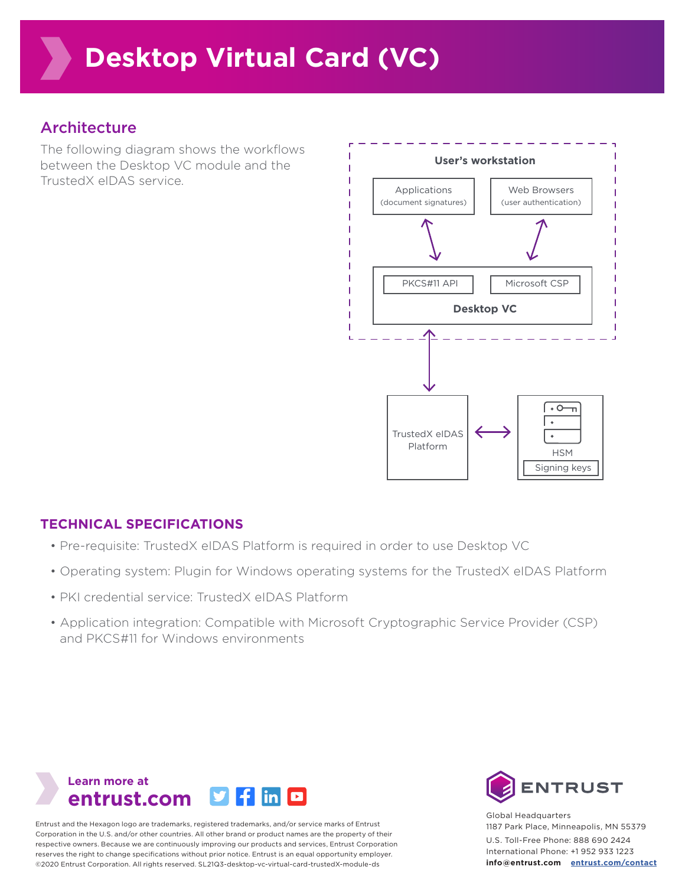# Desktop Virtual Card (VC)

## Architecture

The following diagram shows the workflows between the Desktop VC module and the TrustedX eIDAS service.

User's workstation

Applications
(document signatures)

Web Browsers
(user authentication)

PKCS#11 API

Microsoft CSP

Desktop VC

TrustedX eIDAS Platform

HSM

Signing keys

## TECHNICAL SPECIFICATIONS

- Pre-requisite: TrustedX eIDAS Platform is required in order to use Desktop VC
- Operating system: Plugin for Windows operating systems for the TrustedX eIDAS Platform
- PKI credential service: TrustedX eIDAS Platform
- Application integration: Compatible with Microsoft Cryptographic Service Provider (CSP) and PKCS#11 for Windows environments

**Learn more at**
**entrust.com**

Entrust and the Hexagon logo are trademarks, registered trademarks, and/or service marks of Entrust Corporation in the U.S. and/or other countries. All other brand or product names are the property of their respective owners. Because we are continuously improving our products and services, Entrust Corporation reserves the right to change specifications without prior notice. Entrust is an equal opportunity employer. ©2020 Entrust Corporation. All rights reserved. SL21Q3-desktop-vc-virtual-card-trustedX-module-ds

ENTRUST

Global Headquarters
1187 Park Place, Minneapolis, MN 55379
U.S. Toll-Free Phone: 888 690 2424
International Phone: +1 952 933 1223
**info@entrust.com** entrust.com/contact